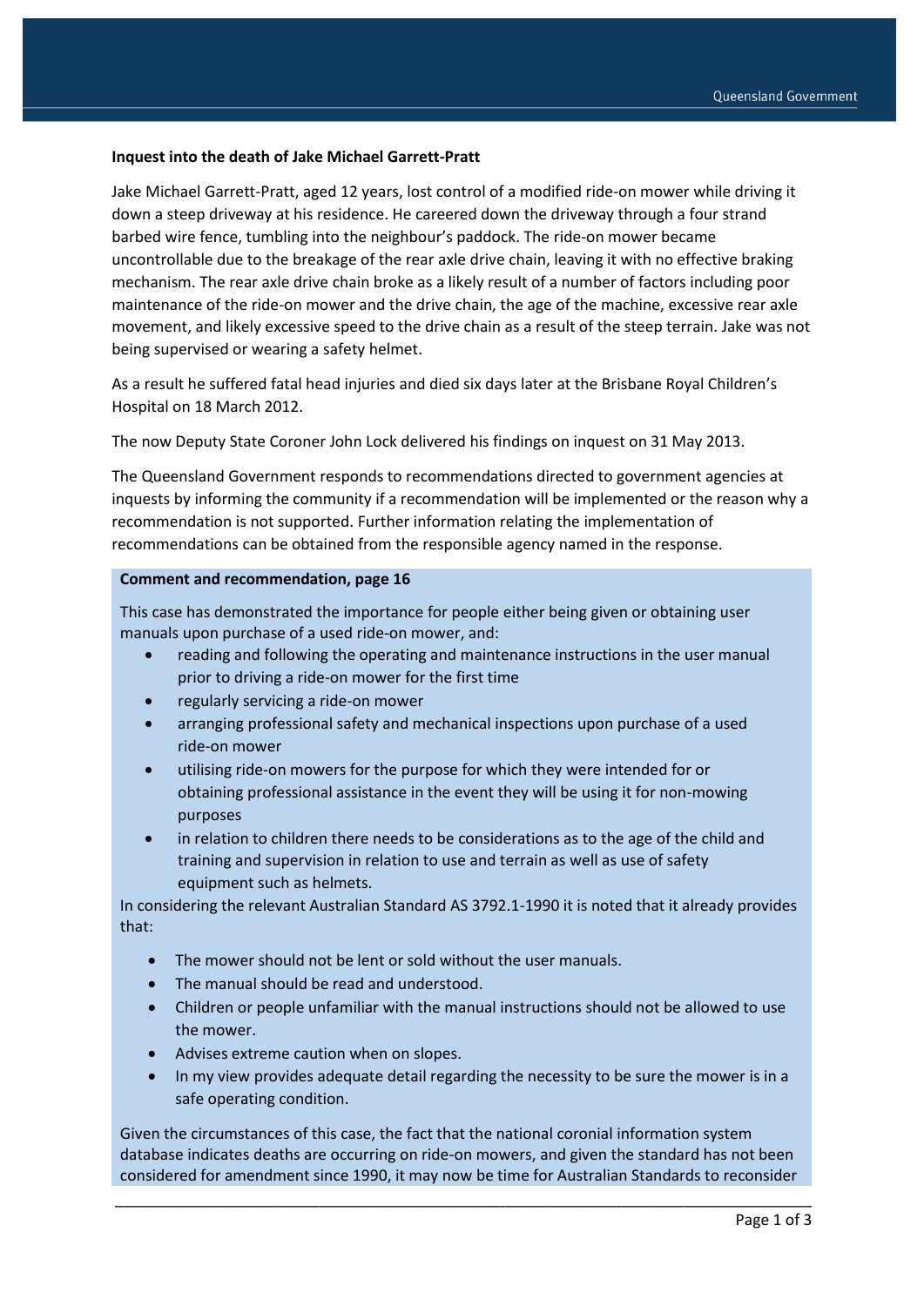### Inquest into the death of Jake Michael Garrett-Pratt

Jake Michael Garrett-Pratt, aged 12 years, lost control of a modified ride-on mower while driving it down a steep driveway at his residence. He careered down the driveway through a four strand barbed wire fence, tumbling into the neighbour's paddock. The ride-on mower became uncontrollable due to the breakage of the rear axle drive chain, leaving it with no effective braking mechanism. The rear axle drive chain broke as a likely result of a number of factors including poor maintenance of the ride-on mower and the drive chain, the age of the machine, excessive rear axle movement, and likely excessive speed to the drive chain as a result of the steep terrain. Jake was not being supervised or wearing a safety helmet.

As a result he suffered fatal head injuries and died six days later at the Brisbane Royal Children's Hospital on 18 March 2012.

The now Deputy State Coroner John Lock delivered his findings on inquest on 31 May 2013.

The Queensland Government responds to recommendations directed to government agencies at inquests by informing the community if a recommendation will be implemented or the reason why a recommendation is not supported. Further information relating the implementation of recommendations can be obtained from the responsible agency named in the response.

**Comment and recommendation, page 16**

This case has demonstrated the importance for people either being given or obtaining user manuals upon purchase of a used ride-on mower, and:

- reading and following the operating and maintenance instructions in the user manual prior to driving a ride-on mower for the first time
- regularly servicing a ride-on mower
- arranging professional safety and mechanical inspections upon purchase of a used ride-on mower
- utilising ride-on mowers for the purpose for which they were intended for or obtaining professional assistance in the event they will be using it for non-mowing purposes
- in relation to children there needs to be considerations as to the age of the child and training and supervision in relation to use and terrain as well as use of safety equipment such as helmets.

In considering the relevant Australian Standard AS 3792.1-1990 it is noted that it already provides that:

- The mower should not be lent or sold without the user manuals.
- The manual should be read and understood.
- Children or people unfamiliar with the manual instructions should not be allowed to use the mower.
- Advises extreme caution when on slopes.
- In my view provides adequate detail regarding the necessity to be sure the mower is in a safe operating condition.

Given the circumstances of this case, the fact that the national coronial information system database indicates deaths are occurring on ride-on mowers, and given the standard has not been considered for amendment since 1990, it may now be time for Australian Standards to reconsider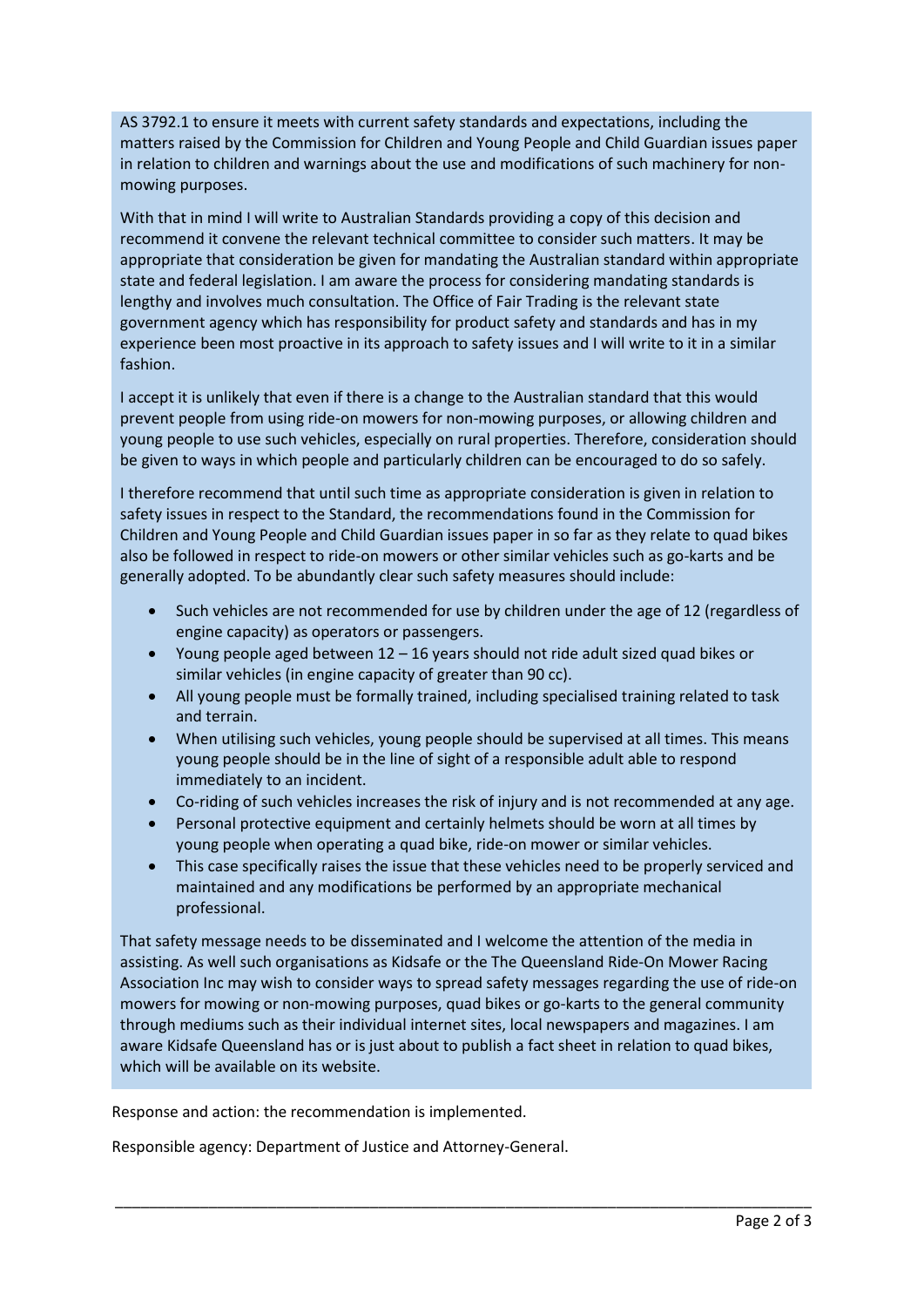AS 3792.1 to ensure it meets with current safety standards and expectations, including the matters raised by the Commission for Children and Young People and Child Guardian issues paper in relation to children and warnings about the use and modifications of such machinery for non-mowing purposes.

With that in mind I will write to Australian Standards providing a copy of this decision and recommend it convene the relevant technical committee to consider such matters. It may be appropriate that consideration be given for mandating the Australian standard within appropriate state and federal legislation. I am aware the process for considering mandating standards is lengthy and involves much consultation. The Office of Fair Trading is the relevant state government agency which has responsibility for product safety and standards and has in my experience been most proactive in its approach to safety issues and I will write to it in a similar fashion.

I accept it is unlikely that even if there is a change to the Australian standard that this would prevent people from using ride-on mowers for non-mowing purposes, or allowing children and young people to use such vehicles, especially on rural properties. Therefore, consideration should be given to ways in which people and particularly children can be encouraged to do so safely.

I therefore recommend that until such time as appropriate consideration is given in relation to safety issues in respect to the Standard, the recommendations found in the Commission for Children and Young People and Child Guardian issues paper in so far as they relate to quad bikes also be followed in respect to ride-on mowers or other similar vehicles such as go-karts and be generally adopted. To be abundantly clear such safety measures should include:

- Such vehicles are not recommended for use by children under the age of 12 (regardless of engine capacity) as operators or passengers.
- Young people aged between 12 – 16 years should not ride adult sized quad bikes or similar vehicles (in engine capacity of greater than 90 cc).
- All young people must be formally trained, including specialised training related to task and terrain.
- When utilising such vehicles, young people should be supervised at all times. This means young people should be in the line of sight of a responsible adult able to respond immediately to an incident.
- Co-riding of such vehicles increases the risk of injury and is not recommended at any age.
- Personal protective equipment and certainly helmets should be worn at all times by young people when operating a quad bike, ride-on mower or similar vehicles.
- This case specifically raises the issue that these vehicles need to be properly serviced and maintained and any modifications be performed by an appropriate mechanical professional.

That safety message needs to be disseminated and I welcome the attention of the media in assisting. As well such organisations as Kidsafe or the The Queensland Ride-On Mower Racing Association Inc may wish to consider ways to spread safety messages regarding the use of ride-on mowers for mowing or non-mowing purposes, quad bikes or go-karts to the general community through mediums such as their individual internet sites, local newspapers and magazines. I am aware Kidsafe Queensland has or is just about to publish a fact sheet in relation to quad bikes, which will be available on its website.

Response and action: the recommendation is implemented.

Responsible agency: Department of Justice and Attorney-General.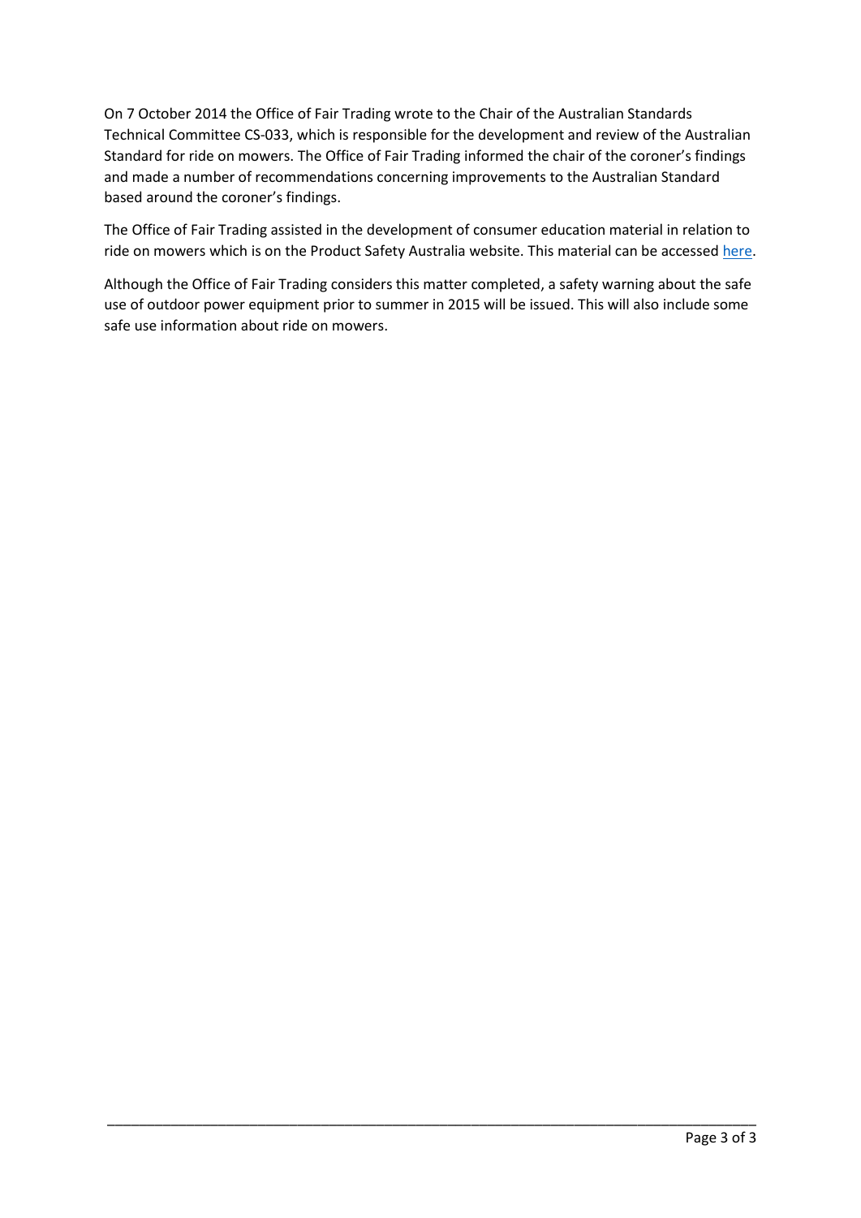On 7 October 2014 the Office of Fair Trading wrote to the Chair of the Australian Standards Technical Committee CS-033, which is responsible for the development and review of the Australian Standard for ride on mowers. The Office of Fair Trading informed the chair of the coroner's findings and made a number of recommendations concerning improvements to the Australian Standard based around the coroner's findings.

The Office of Fair Trading assisted in the development of consumer education material in relation to ride on mowers which is on the Product Safety Australia website. This material can be accessed here.

Although the Office of Fair Trading considers this matter completed, a safety warning about the safe use of outdoor power equipment prior to summer in 2015 will be issued. This will also include some safe use information about ride on mowers.